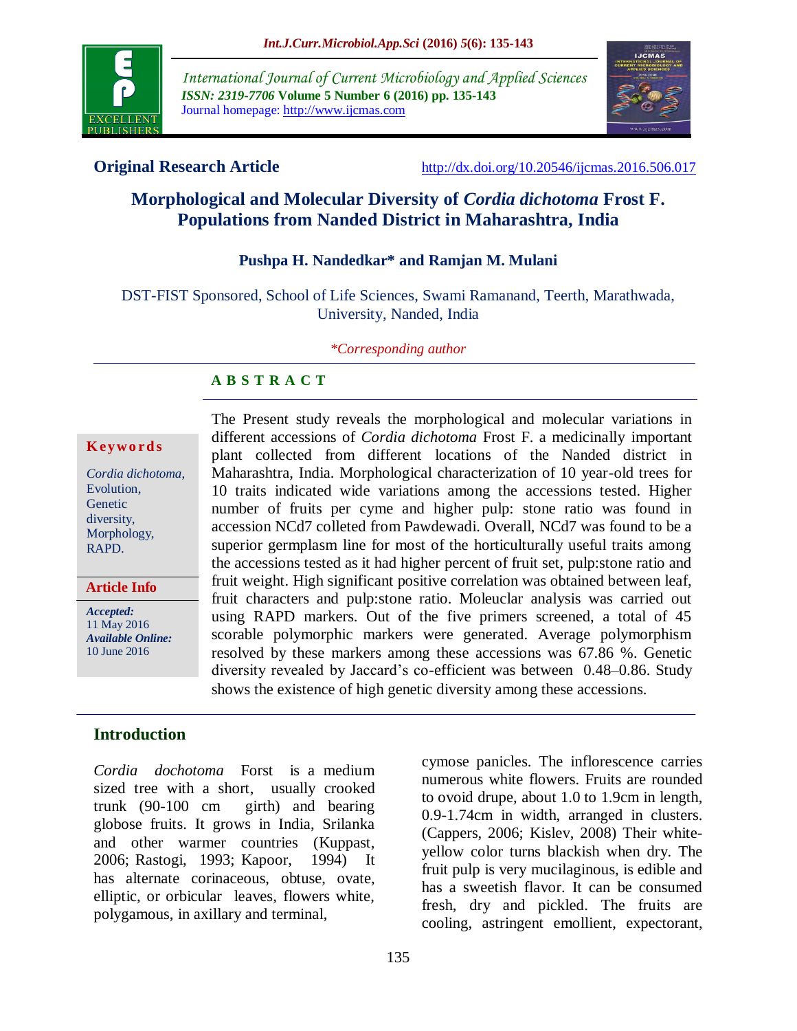Original Research Article

http://dx.doi.org/10.20546/ijcmas.2016.506.017

# Morphological and Molecular Diversity of *Cordia dichotoma* Frost F. Populations from Nanded District in Maharashtra, India

**Pushpa H. Nandedkar* and Ramjan M. Mulani**

DST-FIST Sponsored, School of Life Sciences, Swami Ramanand, Teerth, Marathwada, University, Nanded, India

**Corresponding author*

## A B S T R A C T

**Keywords**

*Cordia dichotoma*, Evolution, Genetic diversity, Morphology, RAPD.

**Article Info**

***Accepted:*** 11 May 2016
***Available Online:*** 10 June 2016

The Present study reveals the morphological and molecular variations in different accessions of *Cordia dichotoma* Frost F. a medicinally important plant collected from different locations of the Nanded district in Maharashtra, India. Morphological characterization of 10 year-old trees for 10 traits indicated wide variations among the accessions tested. Higher number of fruits per cyme and higher pulp: stone ratio was found in accession NCd7 colleted from Pawdewadi. Overall, NCd7 was found to be a superior germplasm line for most of the horticulturally useful traits among the accessions tested as it had higher percent of fruit set, pulp:stone ratio and fruit weight. High significant positive correlation was obtained between leaf, fruit characters and pulp:stone ratio. Moleuclar analysis was carried out using RAPD markers. Out of the five primers screened, a total of 45 scorable polymorphic markers were generated. Average polymorphism resolved by these markers among these accessions was 67.86 %. Genetic diversity revealed by Jaccard's co-efficient was between 0.48–0.86. Study shows the existence of high genetic diversity among these accessions.

## Introduction

*Cordia dochotoma* Forst is a medium sized tree with a short, usually crooked trunk (90-100 cm girth) and bearing globose fruits. It grows in India, Srilanka and other warmer countries (Kuppast, 2006; Rastogi, 1993; Kapoor, 1994) It has alternate corinaceous, obtuse, ovate, elliptic, or orbicular leaves, flowers white, polygamous, in axillary and terminal, cymose panicles. The inflorescence carries numerous white flowers. Fruits are rounded to ovoid drupe, about 1.0 to 1.9cm in length, 0.9-1.74cm in width, arranged in clusters. (Cappers, 2006; Kislev, 2008) Their white-yellow color turns blackish when dry. The fruit pulp is very mucilaginous, is edible and has a sweetish flavor. It can be consumed fresh, dry and pickled. The fruits are cooling, astringent emollient, expectorant,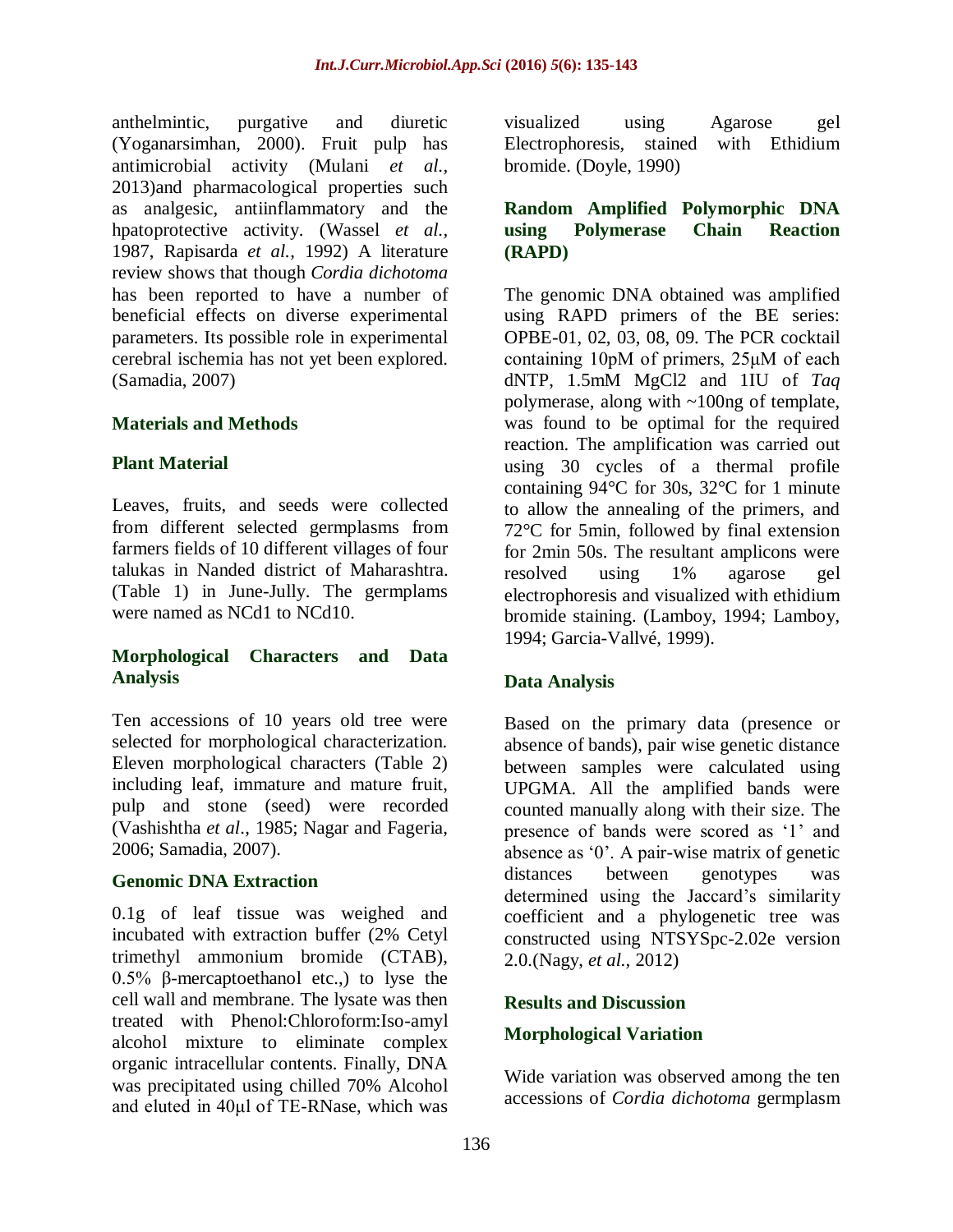anthelmintic, purgative and diuretic (Yoganarsimhan, 2000). Fruit pulp has antimicrobial activity (Mulani *et al.,* 2013)and pharmacological properties such as analgesic, antiinflammatory and the hpatoprotective activity. (Wassel *et al.,* 1987, Rapisarda *et al.,* 1992) A literature review shows that though *Cordia dichotoma* has been reported to have a number of beneficial effects on diverse experimental parameters. Its possible role in experimental cerebral ischemia has not yet been explored. (Samadia, 2007)

## Materials and Methods

### Plant Material

Leaves, fruits, and seeds were collected from different selected germplasms from farmers fields of 10 different villages of four talukas in Nanded district of Maharashtra. (Table 1) in June-Jully. The germplams were named as NCd1 to NCd10.

### Morphological Characters and Data Analysis

Ten accessions of 10 years old tree were selected for morphological characterization. Eleven morphological characters (Table 2) including leaf, immature and mature fruit, pulp and stone (seed) were recorded (Vashishtha *et al*., 1985; Nagar and Fageria, 2006; Samadia, 2007).

### Genomic DNA Extraction

0.1g of leaf tissue was weighed and incubated with extraction buffer (2% Cetyl trimethyl ammonium bromide (CTAB), 0.5% β-mercaptoethanol etc.,) to lyse the cell wall and membrane. The lysate was then treated with Phenol:Chloroform:Iso-amyl alcohol mixture to eliminate complex organic intracellular contents. Finally, DNA was precipitated using chilled 70% Alcohol and eluted in 40µl of TE-RNase, which was visualized using Agarose gel Electrophoresis, stained with Ethidium bromide. (Doyle, 1990)

### Random Amplified Polymorphic DNA using Polymerase Chain Reaction (RAPD)

The genomic DNA obtained was amplified using RAPD primers of the BE series: OPBE-01, 02, 03, 08, 09. The PCR cocktail containing 10pM of primers, 25µM of each dNTP, 1.5mM $MgCl_2$ and 1IU of *Taq* polymerase, along with ~100ng of template, was found to be optimal for the required reaction. The amplification was carried out using 30 cycles of a thermal profile containing 94°C for 30s, 32°C for 1 minute to allow the annealing of the primers, and 72°C for 5min, followed by final extension for 2min 50s. The resultant amplicons were resolved using 1% agarose gel electrophoresis and visualized with ethidium bromide staining. (Lamboy, 1994; Lamboy, 1994; Garcia-Vallvé, 1999).

### Data Analysis

Based on the primary data (presence or absence of bands), pair wise genetic distance between samples were calculated using UPGMA. All the amplified bands were counted manually along with their size. The presence of bands were scored as '1' and absence as '0'. A pair-wise matrix of genetic distances between genotypes was determined using the Jaccard's similarity coefficient and a phylogenetic tree was constructed using NTSYSpc-2.02e version 2.0.(Nagy, *et al.,* 2012)

## Results and Discussion

### Morphological Variation

Wide variation was observed among the ten accessions of *Cordia dichotoma* germplasm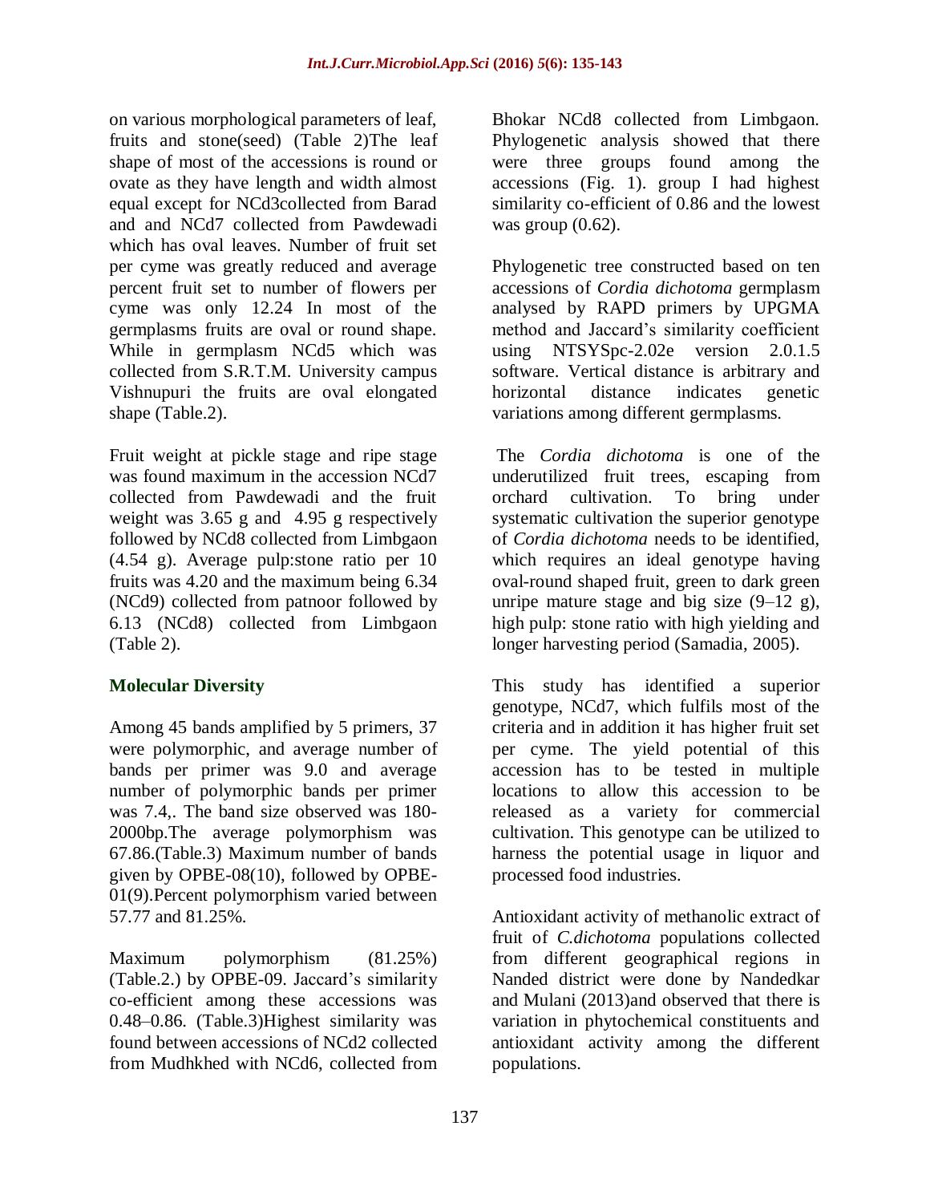on various morphological parameters of leaf, fruits and stone(seed) (Table 2)The leaf shape of most of the accessions is round or ovate as they have length and width almost equal except for NCd3collected from Barad and and NCd7 collected from Pawdewadi which has oval leaves. Number of fruit set per cyme was greatly reduced and average percent fruit set to number of flowers per cyme was only 12.24 In most of the germplasms fruits are oval or round shape. While in germplasm NCd5 which was collected from S.R.T.M. University campus Vishnupuri the fruits are oval elongated shape (Table.2).

Fruit weight at pickle stage and ripe stage was found maximum in the accession NCd7 collected from Pawdewadi and the fruit weight was 3.65 g and 4.95 g respectively followed by NCd8 collected from Limbgaon (4.54 g). Average pulp:stone ratio per 10 fruits was 4.20 and the maximum being 6.34 (NCd9) collected from patnoor followed by 6.13 (NCd8) collected from Limbgaon (Table 2).

## Molecular Diversity

Among 45 bands amplified by 5 primers, 37 were polymorphic, and average number of bands per primer was 9.0 and average number of polymorphic bands per primer was 7.4,. The band size observed was 180-2000bp.The average polymorphism was 67.86.(Table.3) Maximum number of bands given by OPBE-08(10), followed by OPBE-01(9).Percent polymorphism varied between 57.77 and 81.25%.

Maximum polymorphism (81.25%) (Table.2.) by OPBE-09. Jaccard's similarity co-efficient among these accessions was 0.48–0.86. (Table.3)Highest similarity was found between accessions of NCd2 collected from Mudhkhed with NCd6, collected from Bhokar NCd8 collected from Limbgaon. Phylogenetic analysis showed that there were three groups found among the accessions (Fig. 1). group I had highest similarity co-efficient of 0.86 and the lowest was group (0.62).

Phylogenetic tree constructed based on ten accessions of *Cordia dichotoma* germplasm analysed by RAPD primers by UPGMA method and Jaccard's similarity coefficient using NTSYSpc-2.02e version 2.0.1.5 software. Vertical distance is arbitrary and horizontal distance indicates genetic variations among different germplasms.

The *Cordia dichotoma* is one of the underutilized fruit trees, escaping from orchard cultivation. To bring under systematic cultivation the superior genotype of *Cordia dichotoma* needs to be identified, which requires an ideal genotype having oval-round shaped fruit, green to dark green unripe mature stage and big size (9–12 g), high pulp: stone ratio with high yielding and longer harvesting period (Samadia, 2005).

This study has identified a superior genotype, NCd7, which fulfils most of the criteria and in addition it has higher fruit set per cyme. The yield potential of this accession has to be tested in multiple locations to allow this accession to be released as a variety for commercial cultivation. This genotype can be utilized to harness the potential usage in liquor and processed food industries.

Antioxidant activity of methanolic extract of fruit of *C.dichotoma* populations collected from different geographical regions in Nanded district were done by Nandedkar and Mulani (2013)and observed that there is variation in phytochemical constituents and antioxidant activity among the different populations.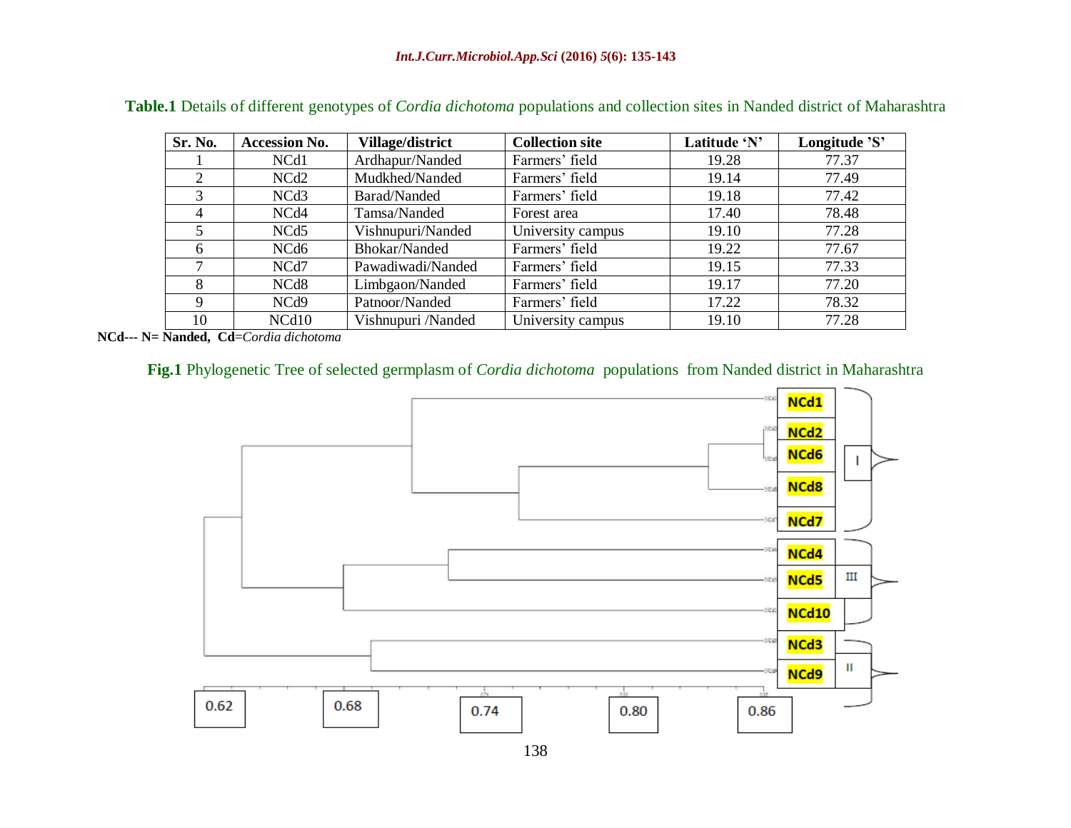**Table.1** Details of different genotypes of *Cordia dichotoma* populations and collection sites in Nanded district of Maharashtra

| Sr. No. | Accession No. | Village/district | Collection site | Latitude 'N' | Longitude 'S' |
|---|---|---|---|---|---|
| 1 | NCd1 | Ardhapur/Nanded | Farmers' field | 19.28 | 77.37 |
| 2 | NCd2 | Mudkhed/Nanded | Farmers' field | 19.14 | 77.49 |
| 3 | NCd3 | Barad/Nanded | Farmers' field | 19.18 | 77.42 |
| 4 | NCd4 | Tamsa/Nanded | Forest area | 17.40 | 78.48 |
| 5 | NCd5 | Vishnupuri/Nanded | University campus | 19.10 | 77.28 |
| 6 | NCd6 | Bhokar/Nanded | Farmers' field | 19.22 | 77.67 |
| 7 | NCd7 | Pawadiwadi/Nanded | Farmers' field | 19.15 | 77.33 |
| 8 | NCd8 | Limbgaon/Nanded | Farmers' field | 19.17 | 77.20 |
| 9 | NCd9 | Patnoor/Nanded | Farmers' field | 17.22 | 78.32 |
| 10 | NCd10 | Vishnupuri /Nanded | University campus | 19.10 | 77.28 |

**NCd--- N= Nanded, Cd**=*Cordia dichotoma*

**Fig.1** Phylogenetic Tree of selected germplasm of *Cordia dichotoma* populations from Nanded district in Maharashtra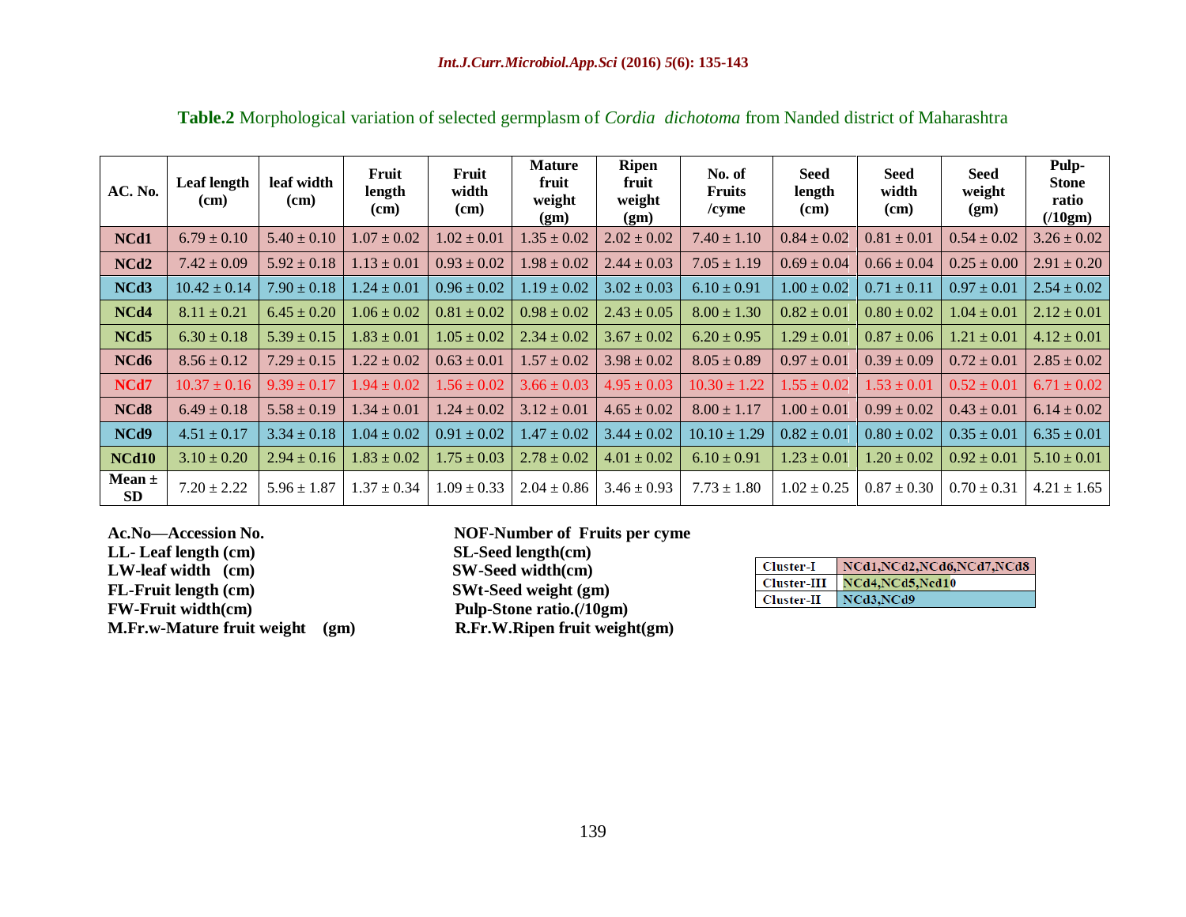**Table.2** Morphological variation of selected germplasm of *Cordia dichotoma* from Nanded district of Maharashtra

| AC. No. | Leaf length (cm) | leaf width (cm) | Fruit length (cm) | Fruit width (cm) | Mature fruit weight (gm) | Ripen fruit weight (gm) | No. of Fruits /cyme | Seed length (cm) | Seed width (cm) | Seed weight (gm) | Pulp-Stone ratio (/10gm) |
|---|---|---|---|---|---|---|---|---|---|---|---|
| NCd1 | 6.79 ± 0.10 | 5.40 ± 0.10 | 1.07 ± 0.02 | 1.02 ± 0.01 | 1.35 ± 0.02 | 2.02 ± 0.02 | 7.40 ± 1.10 | 0.84 ± 0.02 | 0.81 ± 0.01 | 0.54 ± 0.02 | 3.26 ± 0.02 |
| NCd2 | 7.42 ± 0.09 | 5.92 ± 0.18 | 1.13 ± 0.01 | 0.93 ± 0.02 | 1.98 ± 0.02 | 2.44 ± 0.03 | 7.05 ± 1.19 | 0.69 ± 0.04 | 0.66 ± 0.04 | 0.25 ± 0.00 | 2.91 ± 0.20 |
| NCd3 | 10.42 ± 0.14 | 7.90 ± 0.18 | 1.24 ± 0.01 | 0.96 ± 0.02 | 1.19 ± 0.02 | 3.02 ± 0.03 | 6.10 ± 0.91 | 1.00 ± 0.02 | 0.71 ± 0.11 | 0.97 ± 0.01 | 2.54 ± 0.02 |
| NCd4 | 8.11 ± 0.21 | 6.45 ± 0.20 | 1.06 ± 0.02 | 0.81 ± 0.02 | 0.98 ± 0.02 | 2.43 ± 0.05 | 8.00 ± 1.30 | 0.82 ± 0.01 | 0.80 ± 0.02 | 1.04 ± 0.01 | 2.12 ± 0.01 |
| NCd5 | 6.30 ± 0.18 | 5.39 ± 0.15 | 1.83 ± 0.01 | 1.05 ± 0.02 | 2.34 ± 0.02 | 3.67 ± 0.02 | 6.20 ± 0.95 | 1.29 ± 0.01 | 0.87 ± 0.06 | 1.21 ± 0.01 | 4.12 ± 0.01 |
| NCd6 | 8.56 ± 0.12 | 7.29 ± 0.15 | 1.22 ± 0.02 | 0.63 ± 0.01 | 1.57 ± 0.02 | 3.98 ± 0.02 | 8.05 ± 0.89 | 0.97 ± 0.01 | 0.39 ± 0.09 | 0.72 ± 0.01 | 2.85 ± 0.02 |
| NCd7 | 10.37 ± 0.16 | 9.39 ± 0.17 | 1.94 ± 0.02 | 1.56 ± 0.02 | 3.66 ± 0.03 | 4.95 ± 0.03 | 10.30 ± 1.22 | 1.55 ± 0.02 | 1.53 ± 0.01 | 0.52 ± 0.01 | 6.71 ± 0.02 |
| NCd8 | 6.49 ± 0.18 | 5.58 ± 0.19 | 1.34 ± 0.01 | 1.24 ± 0.02 | 3.12 ± 0.01 | 4.65 ± 0.02 | 8.00 ± 1.17 | 1.00 ± 0.01 | 0.99 ± 0.02 | 0.43 ± 0.01 | 6.14 ± 0.02 |
| NCd9 | 4.51 ± 0.17 | 3.34 ± 0.18 | 1.04 ± 0.02 | 0.91 ± 0.02 | 1.47 ± 0.02 | 3.44 ± 0.02 | 10.10 ± 1.29 | 0.82 ± 0.01 | 0.80 ± 0.02 | 0.35 ± 0.01 | 6.35 ± 0.01 |
| NCd10 | 3.10 ± 0.20 | 2.94 ± 0.16 | 1.83 ± 0.02 | 1.75 ± 0.03 | 2.78 ± 0.02 | 4.01 ± 0.02 | 6.10 ± 0.91 | 1.23 ± 0.01 | 1.20 ± 0.02 | 0.92 ± 0.01 | 5.10 ± 0.01 |
| Mean ± SD | 7.20 ± 2.22 | 5.96 ± 1.87 | 1.37 ± 0.34 | 1.09 ± 0.33 | 2.04 ± 0.86 | 3.46 ± 0.93 | 7.73 ± 1.80 | 1.02 ± 0.25 | 0.87 ± 0.30 | 0.70 ± 0.31 | 4.21 ± 1.65 |

**Ac.No—Accession No.**
**LL- Leaf length (cm)**
**LW-leaf width (cm)**
**FL-Fruit length (cm)**
**FW-Fruit width(cm)**
**M.Fr.w-Mature fruit weight (gm)**

**NOF-Number of Fruits per cyme**
**SL-Seed length(cm)**
**SW-Seed width(cm)**
**SWt-Seed weight (gm)**
**Pulp-Stone ratio.(/10gm)**
**R.Fr.W.Ripen fruit weight(gm)**

| | |
|---|---|
| Cluster-I | NCd1,NCd2,NCd6,NCd7,NCd8 |
| Cluster-III | NCd4,NCd5,Ncd10 |
| Cluster-II | NCd3,NCd9 |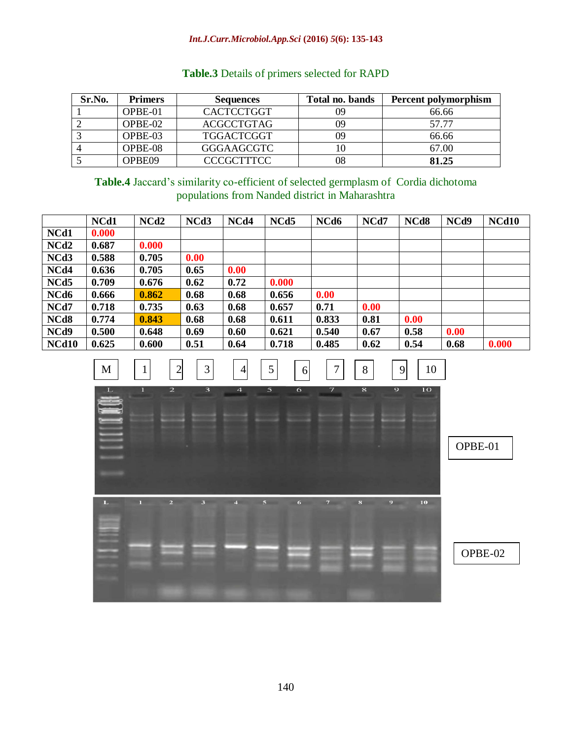**Table.3** Details of primers selected for RAPD

| Sr.No. | Primers | Sequences | Total no. bands | Percent polymorphism |
|---|---|---|---|---|
| 1 | OPBE-01 | CACTCCTGGT | 09 | 66.66 |
| 2 | OPBE-02 | ACGCCTGTAG | 09 | 57.77 |
| 3 | OPBE-03 | TGGACTCGGT | 09 | 66.66 |
| 4 | OPBE-08 | GGGAAGCGTC | 10 | 67.00 |
| 5 | OPBE09 | CCCGCTTTCC | 08 | **81.25** |

**Table.4** Jaccard's similarity co-efficient of selected germplasm of Cordia dichotoma populations from Nanded district in Maharashtra

| | NCd1 | NCd2 | NCd3 | NCd4 | NCd5 | NCd6 | NCd7 | NCd8 | NCd9 | NCd10 |
|---|---|---|---|---|---|---|---|---|---|---|
| **NCd1** | **0.000** | | | | | | | | | |
| **NCd2** | **0.687** | **0.000** | | | | | | | | |
| **NCd3** | **0.588** | **0.705** | **0.00** | | | | | | | |
| **NCd4** | **0.636** | **0.705** | **0.65** | **0.00** | | | | | | |
| **NCd5** | **0.709** | **0.676** | **0.62** | **0.72** | **0.000** | | | | | |
| **NCd6** | **0.666** | **0.862** | **0.68** | **0.68** | **0.656** | **0.00** | | | | |
| **NCd7** | **0.718** | **0.735** | **0.63** | **0.68** | **0.657** | **0.71** | **0.00** | | | |
| **NCd8** | **0.774** | **0.843** | **0.68** | **0.68** | **0.611** | **0.833** | **0.81** | **0.00** | | |
| **NCd9** | **0.500** | **0.648** | **0.69** | **0.60** | **0.621** | **0.540** | **0.67** | **0.58** | **0.00** | |
| **NCd10** | **0.625** | **0.600** | **0.51** | **0.64** | **0.718** | **0.485** | **0.62** | **0.54** | **0.68** | **0.000** |

M 1 2 3 4 5 6 7 8 9 10

OPBE-01

OPBE-02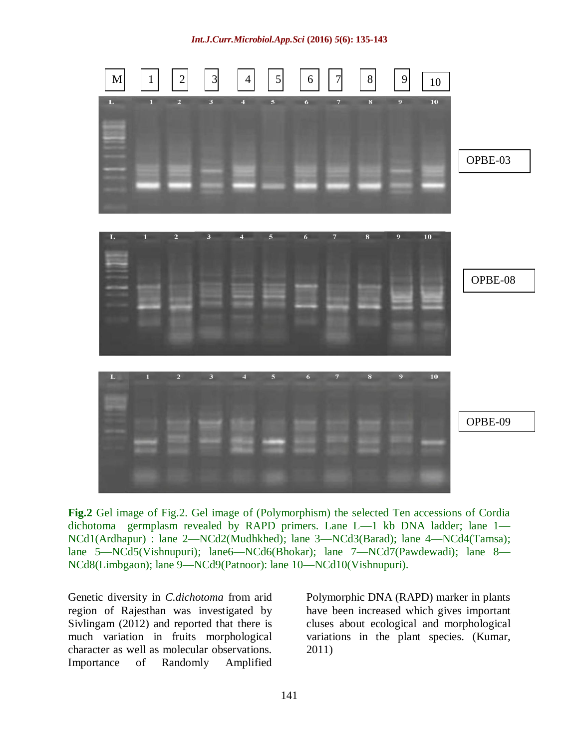**Fig.2** Gel image of Fig.2. Gel image of (Polymorphism) the selected Ten accessions of Cordia dichotoma germplasm revealed by RAPD primers. Lane L—1 kb DNA ladder; lane 1—NCd1(Ardhapur) : lane 2—NCd2(Mudhkhed); lane 3—NCd3(Barad); lane 4—NCd4(Tamsa); lane 5—NCd5(Vishnupuri); lane6—NCd6(Bhokar); lane 7—NCd7(Pawdewadi); lane 8—NCd8(Limbgaon); lane 9—NCd9(Patnoor): lane 10—NCd10(Vishnupuri).

Genetic diversity in *C.dichotoma* from arid region of Rajesthan was investigated by Sivlingam (2012) and reported that there is much variation in fruits morphological character as well as molecular observations. Importance of Randomly Amplified Polymorphic DNA (RAPD) marker in plants have been increased which gives important cluses about ecological and morphological variations in the plant species. (Kumar, 2011)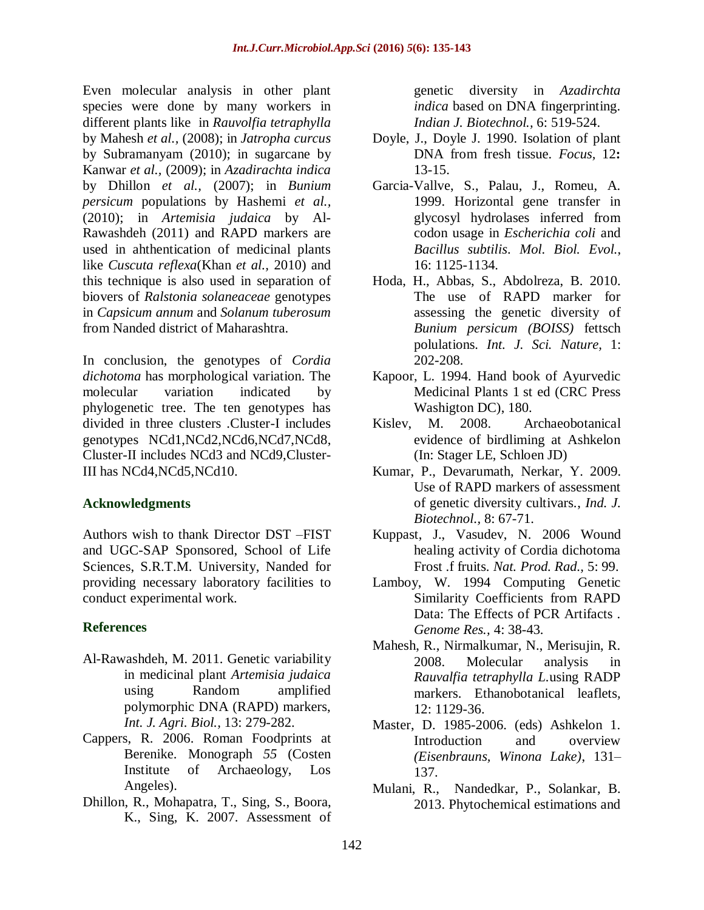Even molecular analysis in other plant species were done by many workers in different plants like in *Rauvolfia tetraphylla* by Mahesh *et al.,* (2008); in *Jatropha curcus* by Subramanyam (2010); in sugarcane by Kanwar *et al.,* (2009); in *Azadirachta indica* by Dhillon *et al.,* (2007); in *Bunium persicum* populations by Hashemi *et al.,* (2010); in *Artemisia judaica* by Al-Rawashdeh (2011) and RAPD markers are used in ahthentication of medicinal plants like *Cuscuta reflexa*(Khan *et al.,* 2010) and this technique is also used in separation of biovers of *Ralstonia solaneaceae* genotypes in *Capsicum annum* and *Solanum tuberosum* from Nanded district of Maharashtra.

In conclusion, the genotypes of *Cordia dichotoma* has morphological variation. The molecular variation indicated by phylogenetic tree. The ten genotypes has divided in three clusters .Cluster-I includes genotypes NCd1,NCd2,NCd6,NCd7,NCd8, Cluster-II includes NCd3 and NCd9,Cluster-III has NCd4,NCd5,NCd10.

## Acknowledgments

Authors wish to thank Director DST –FIST and UGC-SAP Sponsored, School of Life Sciences, S.R.T.M. University, Nanded for providing necessary laboratory facilities to conduct experimental work.

## References

Al-Rawashdeh, M. 2011. Genetic variability in medicinal plant *Artemisia judaica* using Random amplified polymorphic DNA (RAPD) markers, *Int. J. Agri. Biol.,* 13: 279-282.

Cappers, R. 2006. Roman Foodprints at Berenike. Monograph *55* (Costen Institute of Archaeology, Los Angeles).

Dhillon, R., Mohapatra, T., Sing, S., Boora, K., Sing, K. 2007. Assessment of genetic diversity in *Azadirchta indica* based on DNA fingerprinting. *Indian J. Biotechnol.,* 6: 519-524.

Doyle, J., Doyle J. 1990. Isolation of plant DNA from fresh tissue. *Focus,* 12**:** 13-15.

Garcia-Vallve, S., Palau, J., Romeu, A. 1999. Horizontal gene transfer in glycosyl hydrolases inferred from codon usage in *Escherichia coli* and *Bacillus subtilis*. *Mol. Biol. Evol.,* 16: 1125-1134.

Hoda, H., Abbas, S., Abdolreza, B. 2010. The use of RAPD marker for assessing the genetic diversity of *Bunium persicum (BOISS)* fettsch polulations. *Int. J. Sci. Nature,* 1: 202-208.

Kapoor, L. 1994. Hand book of Ayurvedic Medicinal Plants 1 st ed (CRC Press Washigton DC), 180.

Kislev, M. 2008. Archaeobotanical evidence of birdliming at Ashkelon (In: Stager LE, Schloen JD)

Kumar, P., Devarumath, Nerkar, Y. 2009. Use of RAPD markers of assessment of genetic diversity cultivars., *Ind. J. Biotechnol.,* 8: 67-71.

Kuppast, J., Vasudev, N. 2006 Wound healing activity of Cordia dichotoma Frost .f fruits. *Nat. Prod. Rad.,* 5: 99.

Lamboy, W. 1994 Computing Genetic Similarity Coefficients from RAPD Data: The Effects of PCR Artifacts . *Genome Res.,* 4: 38-43.

Mahesh, R., Nirmalkumar, N., Merisujin, R. 2008. Molecular analysis in *Rauvalfia tetraphylla L.*using RADP markers. Ethanobotanical leaflets, 12: 1129-36.

Master, D. 1985-2006. (eds) Ashkelon 1. Introduction and overview *(Eisenbrauns, Winona Lake)*, 131–137.

Mulani, R., Nandedkar, P., Solankar, B. 2013. Phytochemical estimations and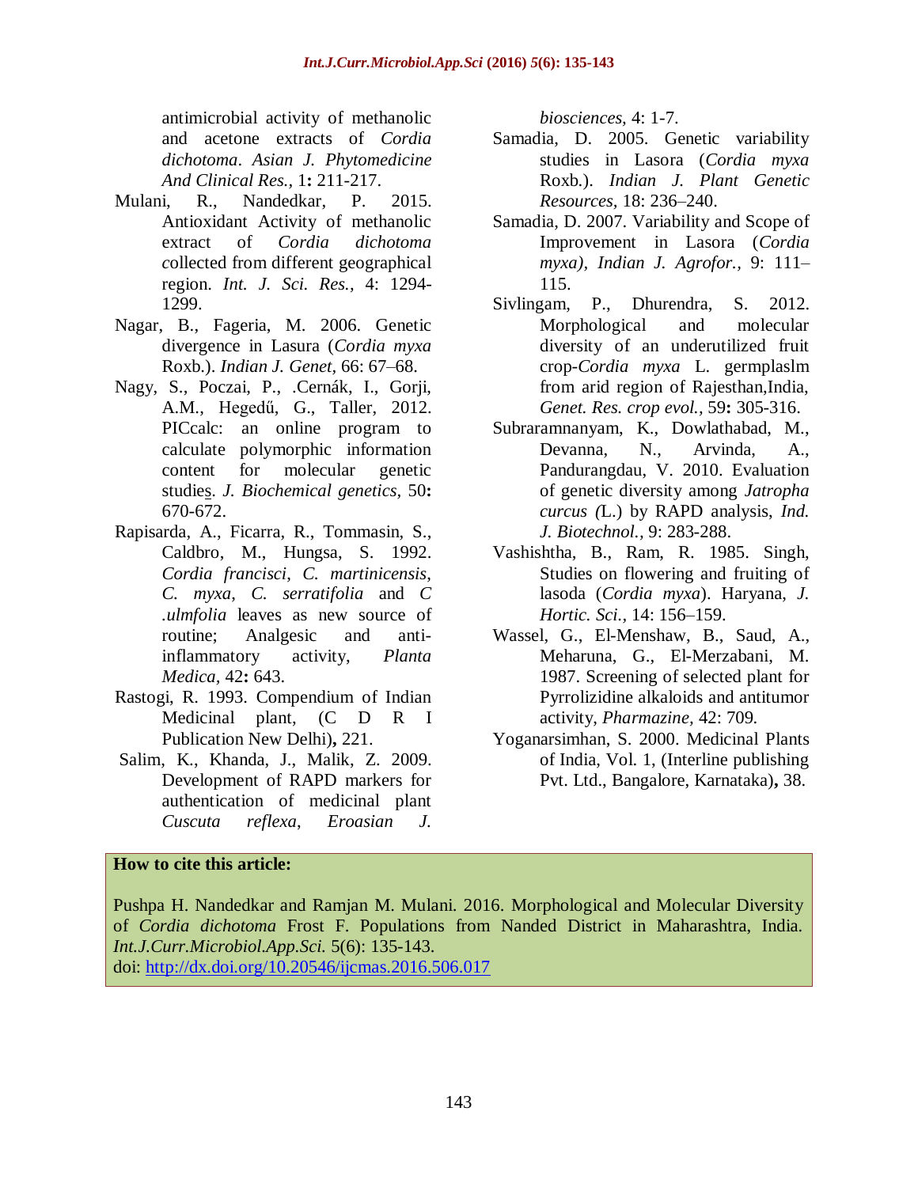antimicrobial activity of methanolic and acetone extracts of *Cordia dichotoma*. *Asian J. Phytomedicine And Clinical Res.*, 1**:** 211-217.

Mulani, R., Nandedkar, P. 2015. Antioxidant Activity of methanolic extract of *Cordia dichotoma c*ollected from different geographical region. *Int. J. Sci. Res.*, 4: 1294-1299.

Nagar, B., Fageria, M. 2006. Genetic divergence in Lasura (*Cordia myxa* Roxb.). *Indian J. Genet*, 66: 67–68.

Nagy, S., Poczai, P., .Cernák, I., Gorji, A.M., Hegedű, G., Taller, 2012. PICcalc: an online program to calculate polymorphic information content for molecular genetic studies. *J. Biochemical genetics,* 50**:** 670-672.

Rapisarda, A., Ficarra, R., Tommasin, S., Caldbro, M., Hungsa, S. 1992. *Cordia francisci*, *C. martinicensis*, *C. myxa*, *C. serratifolia* and *C .ulmfolia* leaves as new source of routine; Analgesic and anti-inflammatory activity, *Planta Medica*, 42**:** 643.

Rastogi, R. 1993. Compendium of Indian Medicinal plant, (C D R I Publication New Delhi)**,** 221.

Salim, K., Khanda, J., Malik, Z. 2009. Development of RAPD markers for authentication of medicinal plant *Cuscuta reflexa*, *Eroasian J. biosciences,* 4: 1-7.

Samadia, D. 2005. Genetic variability studies in Lasora (*Cordia myxa* Roxb.). *Indian J. Plant Genetic Resources*, 18: 236–240.

Samadia, D. 2007. Variability and Scope of Improvement in Lasora (*Cordia myxa), Indian J. Agrofor.,* 9: 111–115.

Sivlingam, P., Dhurendra, S. 2012. Morphological and molecular diversity of an underutilized fruit crop-*Cordia myxa* L. germplaslm from arid region of Rajesthan,India, *Genet. Res. crop evol.*, 59**:** 305-316.

Subraramnanyam, K., Dowlathabad, M., Devanna, N., Arvinda, A., Pandurangdau, V. 2010. Evaluation of genetic diversity among *Jatropha curcus (*L.) by RAPD analysis, *Ind. J. Biotechnol.*, 9: 283-288.

Vashishtha, B., Ram, R. 1985. Singh, Studies on flowering and fruiting of lasoda (*Cordia myxa*). Haryana, *J. Hortic. Sci.*, 14: 156–159.

Wassel, G., El-Menshaw, B., Saud, A., Meharuna, G., El-Merzabani, M. 1987. Screening of selected plant for Pyrrolizidine alkaloids and antitumor activity, *Pharmazine,* 42: 709.

Yoganarsimhan, S. 2000. Medicinal Plants of India, Vol. 1, (Interline publishing Pvt. Ltd., Bangalore, Karnataka)**,** 38.

**How to cite this article:**

Pushpa H. Nandedkar and Ramjan M. Mulani. 2016. Morphological and Molecular Diversity of *Cordia dichotoma* Frost F. Populations from Nanded District in Maharashtra, India. *Int.J.Curr.Microbiol.App.Sci.* 5(6): 135-143.
doi: http://dx.doi.org/10.20546/ijcmas.2016.506.017